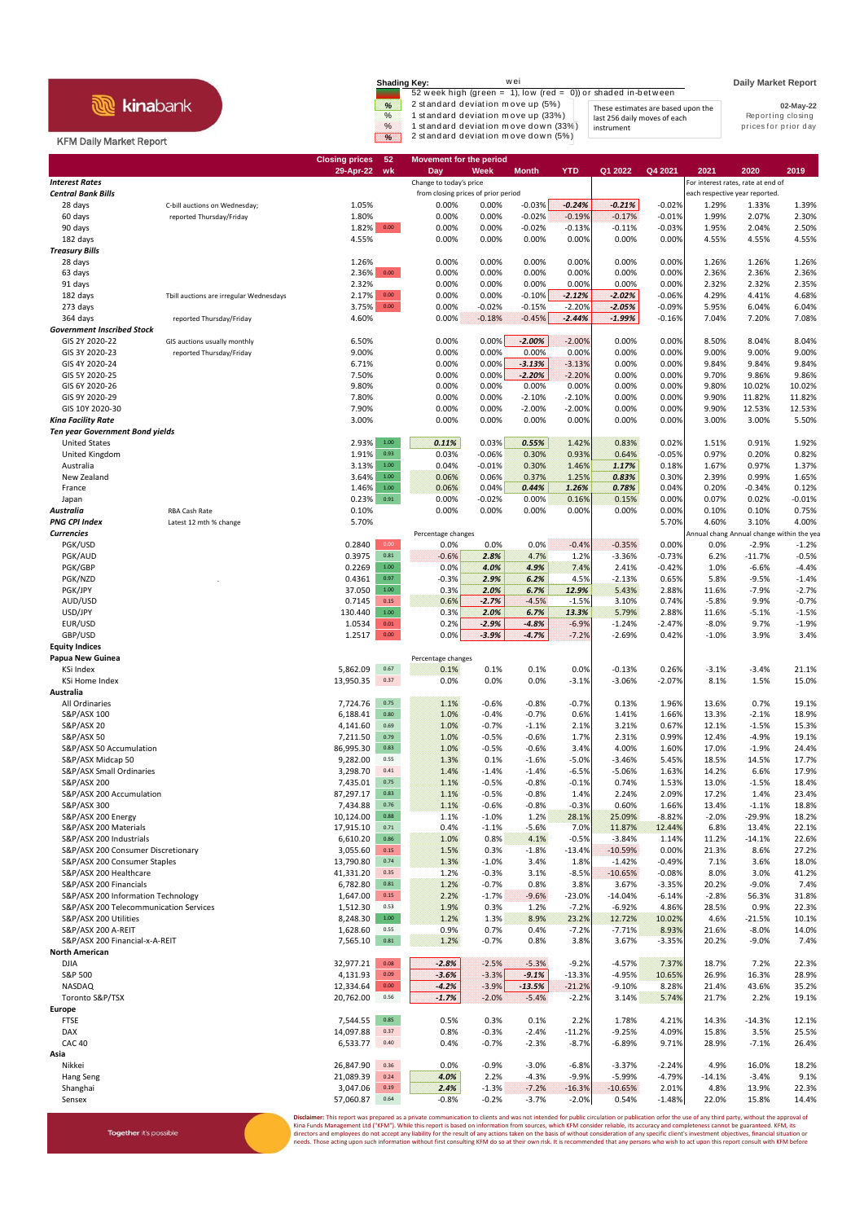**kinabank**

KFM Daily Market Report

**Shading Key:**

wei

52 week high (green = 1), low (red = 0)) or shaded in-between

| % | 2 standard deviation move up (5%) |
|---|---|
| % | 1 standard deviation move up (33%) |
| % | 1 standard deviation move down (33%) |
| % | 2 standard deviation move down (5%) |

These estimates are based upon the last 256 daily moves of each instrument

**Daily Market Report**

02-May-22

Reporting closing prices for prior day

| | | Closing prices 29-Apr-22 | 52 wk | Day | Week | Month | YTD | Q1 2022 | Q4 2021 | 2021 | 2020 | 2019 |
|---|---|---|---|---|---|---|---|---|---|---|---|---|
| | | | | Movement for the period | | | | | | | | |
| ***Interest Rates*** | | | | Change to today's price | | | | | | For interest rates, rate at end of | | |
| ***Central Bank Bills*** | | | | from closing prices of prior period | | | | | | each respective year reported. | | |
| 28 days | C-bill auctions on Wednesday; | 1.05% | | 0.00% | 0.00% | -0.03% | -0.24% | -0.21% | -0.02% | 1.29% | 1.33% | 1.39% |
| 60 days | reported Thursday/Friday | 1.80% | | 0.00% | 0.00% | -0.02% | -0.19% | -0.17% | -0.01% | 1.99% | 2.07% | 2.30% |
| 90 days | | 1.82% | 0.00 | 0.00% | 0.00% | -0.02% | -0.13% | -0.11% | -0.03% | 1.95% | 2.04% | 2.50% |
| 182 days | | 4.55% | | 0.00% | 0.00% | 0.00% | 0.00% | 0.00% | 0.00% | 4.55% | 4.55% | 4.55% |
| ***Treasury Bills*** | | | | | | | | | | | | |
| 28 days | | 1.26% | | 0.00% | 0.00% | 0.00% | 0.00% | 0.00% | 0.00% | 1.26% | 1.26% | 1.26% |
| 63 days | | 2.36% | 0.00 | 0.00% | 0.00% | 0.00% | 0.00% | 0.00% | 0.00% | 2.36% | 2.36% | 2.36% |
| 91 days | | 2.32% | | 0.00% | 0.00% | 0.00% | 0.00% | 0.00% | 0.00% | 2.32% | 2.32% | 2.35% |
| 182 days | Tbill auctions are irregular Wednesdays | 2.17% | 0.00 | 0.00% | 0.00% | -0.10% | -2.12% | -2.02% | -0.06% | 4.29% | 4.41% | 4.68% |
| 273 days | | 3.75% | 0.00 | 0.00% | -0.02% | -0.15% | -2.20% | -2.05% | -0.09% | 5.95% | 6.04% | 6.04% |
| 364 days | reported Thursday/Friday | 4.60% | | 0.00% | -0.18% | -0.45% | -2.44% | -1.99% | -0.16% | 7.04% | 7.20% | 7.08% |
| ***Government Inscribed Stock*** | | | | | | | | | | | | |
| GIS 2Y 2020-22 | GIS auctions usually monthly | 6.50% | | 0.00% | 0.00% | -2.00% | -2.00% | 0.00% | 0.00% | 8.50% | 8.04% | 8.04% |
| GIS 3Y 2020-23 | reported Thursday/Friday | 9.00% | | 0.00% | 0.00% | 0.00% | 0.00% | 0.00% | 0.00% | 9.00% | 9.00% | 9.00% |
| GIS 4Y 2020-24 | | 6.71% | | 0.00% | 0.00% | -3.13% | -3.13% | 0.00% | 0.00% | 9.84% | 9.84% | 9.84% |
| GIS 5Y 2020-25 | | 7.50% | | 0.00% | 0.00% | -2.20% | -2.20% | 0.00% | 0.00% | 9.70% | 9.86% | 9.86% |
| GIS 6Y 2020-26 | | 9.80% | | 0.00% | 0.00% | 0.00% | 0.00% | 0.00% | 0.00% | 9.80% | 10.02% | 10.02% |
| GIS 9Y 2020-29 | | 7.80% | | 0.00% | 0.00% | -2.10% | -2.10% | 0.00% | 0.00% | 9.90% | 11.82% | 11.82% |
| GIS 10Y 2020-30 | | 7.90% | | 0.00% | 0.00% | -2.00% | -2.00% | 0.00% | 0.00% | 9.90% | 12.53% | 12.53% |
| ***Kina Facility Rate*** | | 3.00% | | 0.00% | 0.00% | 0.00% | 0.00% | 0.00% | 0.00% | 3.00% | 3.00% | 5.50% |
| ***Ten year Government Bond yields*** | | | | | | | | | | | | |
| United States | | 2.93% | 1.00 | 0.11% | 0.03% | 0.55% | 1.42% | 0.83% | 0.02% | 1.51% | 0.91% | 1.92% |
| United Kingdom | | 1.91% | 0.93 | 0.03% | -0.06% | 0.30% | 0.93% | 0.64% | -0.05% | 0.97% | 0.20% | 0.82% |
| Australia | | 3.13% | 1.00 | 0.04% | -0.01% | 0.30% | 1.46% | 1.17% | 0.18% | 1.67% | 0.97% | 1.37% |
| New Zealand | | 3.64% | 1.00 | 0.06% | 0.06% | 0.37% | 1.25% | 0.83% | 0.30% | 2.39% | 0.99% | 1.65% |
| France | | 1.46% | 1.00 | 0.06% | 0.04% | 0.44% | 1.26% | 0.78% | 0.04% | 0.20% | -0.34% | 0.12% |
| Japan | | 0.23% | 0.91 | 0.00% | -0.02% | 0.00% | 0.16% | 0.15% | 0.00% | 0.07% | 0.02% | -0.01% |
| ***Australia*** | RBA Cash Rate | 0.10% | | 0.00% | 0.00% | 0.00% | 0.00% | 0.00% | 0.00% | 0.10% | 0.10% | 0.75% |
| ***PNG CPI Index*** | Latest 12 mth % change | 5.70% | | | | | | | 5.70% | 4.60% | 3.10% | 4.00% |
| ***Currencies*** | | | | Percentage changes | | | | | | Annual chang | Annual change | within the yea |
| PGK/USD | | 0.2840 | 0.00 | 0.0% | 0.0% | 0.0% | -0.4% | -0.35% | 0.00% | 0.0% | -2.9% | -1.2% |
| PGK/AUD | | 0.3975 | 0.81 | -0.6% | 2.8% | 4.7% | 1.2% | -3.36% | -0.73% | 6.2% | -11.7% | -0.5% |
| PGK/GBP | | 0.2269 | 1.00 | 0.0% | 4.0% | 4.9% | 7.4% | 2.41% | -0.42% | 1.0% | -6.6% | -4.4% |
| PGK/NZD | | 0.4361 | 0.97 | -0.3% | 2.9% | 6.2% | 4.5% | -2.13% | 0.65% | 5.8% | -9.5% | -1.4% |
| PGK/JPY | | 37.050 | 1.00 | 0.3% | 2.0% | 6.7% | 12.9% | 5.43% | 2.88% | 11.6% | -7.9% | -2.7% |
| AUD/USD | | 0.7145 | 0.15 | 0.6% | -2.7% | -4.5% | -1.5% | 3.10% | 0.74% | -5.8% | 9.9% | -0.7% |
| USD/JPY | | 130.440 | 1.00 | 0.3% | 2.0% | 6.7% | 13.3% | 5.79% | 2.88% | 11.6% | -5.1% | -1.5% |
| EUR/USD | | 1.0534 | 0.01 | 0.2% | -2.9% | -4.8% | -6.9% | -1.24% | -2.47% | -8.0% | 9.7% | -1.9% |
| GBP/USD | | 1.2517 | 0.00 | 0.0% | -3.9% | -4.7% | -7.2% | -2.69% | 0.42% | -1.0% | 3.9% | 3.4% |
| **Equity Indices** | | | | | | | | | | | | |
| **Papua New Guinea** | | | | Percentage changes | | | | | | | | |
| KSi Index | | 5,862.09 | 0.67 | 0.1% | 0.1% | 0.1% | 0.0% | -0.13% | 0.26% | -3.1% | -3.4% | 21.1% |
| KSi Home Index | | 13,950.35 | 0.37 | 0.0% | 0.0% | 0.0% | -3.1% | -3.06% | -2.07% | 8.1% | 1.5% | 15.0% |
| **Australia** | | | | | | | | | | | | |
| All Ordinaries | | 7,724.76 | 0.75 | 1.1% | -0.6% | -0.8% | -0.7% | 0.13% | 1.96% | 13.6% | 0.7% | 19.1% |
| S&P/ASX 100 | | 6,188.41 | 0.80 | 1.0% | -0.4% | -0.7% | 0.6% | 1.41% | 1.66% | 13.3% | -2.1% | 18.9% |
| S&P/ASX 20 | | 4,141.60 | 0.69 | 1.0% | -0.7% | -1.1% | 2.1% | 3.21% | 0.67% | 12.1% | -1.5% | 15.3% |
| S&P/ASX 50 | | 7,211.50 | 0.79 | 1.0% | -0.5% | -0.6% | 1.7% | 2.31% | 0.99% | 12.4% | -4.9% | 19.1% |
| S&P/ASX 50 Accumulation | | 86,995.30 | 0.83 | 1.0% | -0.5% | -0.6% | 3.4% | 4.00% | 1.60% | 17.0% | -1.9% | 24.4% |
| S&P/ASX Midcap 50 | | 9,282.00 | 0.55 | 1.3% | 0.1% | -1.6% | -5.0% | -3.46% | 5.45% | 18.5% | 14.5% | 17.7% |
| S&P/ASX Small Ordinaries | | 3,298.70 | 0.41 | 1.4% | -1.4% | -1.4% | -6.5% | -5.06% | 1.63% | 14.2% | 6.6% | 17.9% |
| S&P/ASX 200 | | 7,435.01 | 0.75 | 1.1% | -0.5% | -0.8% | -0.1% | 0.74% | 1.53% | 13.0% | -1.5% | 18.4% |
| S&P/ASX 200 Accumulation | | 87,297.17 | 0.83 | 1.1% | -0.5% | -0.8% | 1.4% | 2.24% | 2.09% | 17.2% | 1.4% | 23.4% |
| S&P/ASX 300 | | 7,434.88 | 0.76 | 1.1% | -0.6% | -0.8% | -0.3% | 0.60% | 1.66% | 13.4% | -1.1% | 18.8% |
| S&P/ASX 200 Energy | | 10,124.00 | 0.88 | 1.1% | -1.0% | 1.2% | 28.1% | 25.09% | -8.82% | -2.0% | -29.9% | 18.2% |
| S&P/ASX 200 Materials | | 17,915.10 | 0.71 | 0.4% | -1.1% | -5.6% | 7.0% | 11.87% | 12.44% | 6.8% | 13.4% | 22.1% |
| S&P/ASX 200 Industrials | | 6,610.20 | 0.86 | 1.0% | 0.8% | 4.1% | -0.5% | -3.84% | 1.14% | 11.2% | -14.1% | 22.6% |
| S&P/ASX 200 Consumer Discretionary | | 3,055.60 | 0.15 | 1.5% | 0.3% | -1.8% | -13.4% | -10.59% | 0.00% | 21.3% | 8.6% | 27.2% |
| S&P/ASX 200 Consumer Staples | | 13,790.80 | 0.74 | 1.3% | -1.0% | 3.4% | 1.8% | -1.42% | -0.49% | 7.1% | 3.6% | 18.0% |
| S&P/ASX 200 Healthcare | | 41,331.20 | 0.35 | 1.2% | -0.3% | 3.1% | -8.5% | -10.65% | -0.08% | 8.0% | 3.0% | 41.2% |
| S&P/ASX 200 Financials | | 6,782.80 | 0.81 | 1.2% | -0.7% | 0.8% | 3.8% | 3.67% | -3.35% | 20.2% | -9.0% | 7.4% |
| S&P/ASX 200 Information Technology | | 1,647.00 | 0.15 | 2.2% | -1.7% | -9.6% | -23.0% | -14.04% | -6.14% | -2.8% | 56.3% | 31.8% |
| S&P/ASX 200 Telecommunication Services | | 1,512.30 | 0.53 | 1.9% | 0.3% | 1.2% | -7.2% | -6.92% | 4.86% | 28.5% | 0.9% | 22.3% |
| S&P/ASX 200 Utilities | | 8,248.30 | 1.00 | 1.2% | 1.3% | 8.9% | 23.2% | 12.72% | 10.02% | 4.6% | -21.5% | 10.1% |
| S&P/ASX 200 A-REIT | | 1,628.60 | 0.55 | 0.9% | 0.7% | 0.4% | -7.2% | -7.71% | 8.93% | 21.6% | -8.0% | 14.0% |
| S&P/ASX 200 Financial-x-A-REIT | | 7,565.10 | 0.81 | 1.2% | -0.7% | 0.8% | 3.8% | 3.67% | -3.35% | 20.2% | -9.0% | 7.4% |
| **North American** | | | | | | | | | | | | |
| DJIA | | 32,977.21 | 0.08 | -2.8% | -2.5% | -5.3% | -9.2% | -4.57% | 7.37% | 18.7% | 7.2% | 22.3% |
| S&P 500 | | 4,131.93 | 0.09 | -3.6% | -3.3% | -9.1% | -13.3% | -4.95% | 10.65% | 26.9% | 16.3% | 28.9% |
| NASDAQ | | 12,334.64 | 0.00 | -4.2% | -3.9% | -13.5% | -21.2% | -9.10% | 8.28% | 21.4% | 43.6% | 35.2% |
| Toronto S&P/TSX | | 20,762.00 | 0.56 | -1.7% | -2.0% | -5.4% | -2.2% | 3.14% | 5.74% | 21.7% | 2.2% | 19.1% |
| **Europe** | | | | | | | | | | | | |
| FTSE | | 7,544.55 | 0.85 | 0.5% | 0.3% | 0.1% | 2.2% | 1.78% | 4.21% | 14.3% | -14.3% | 12.1% |
| DAX | | 14,097.88 | 0.37 | 0.8% | -0.3% | -2.4% | -11.2% | -9.25% | 4.09% | 15.8% | 3.5% | 25.5% |
| CAC 40 | | 6,533.77 | 0.40 | 0.4% | -0.7% | -2.3% | -8.7% | -6.89% | 9.71% | 28.9% | -7.1% | 26.4% |
| **Asia** | | | | | | | | | | | | |
| Nikkei | | 26,847.90 | 0.36 | 0.0% | -0.9% | -3.0% | -6.8% | -3.37% | -2.24% | 4.9% | 16.0% | 18.2% |
| Hang Seng | | 21,089.39 | 0.24 | 4.0% | 2.2% | -4.3% | -9.9% | -5.99% | -4.79% | -14.1% | -3.4% | 9.1% |
| Shanghai | | 3,047.06 | 0.19 | 2.4% | -1.3% | -7.2% | -16.3% | -10.65% | 2.01% | 4.8% | 13.9% | 22.3% |
| Sensex | | 57,060.87 | 0.64 | -0.8% | -0.2% | -3.7% | -2.0% | 0.54% | -1.48% | 22.0% | 15.8% | 14.4% |

Together it's possible

**Disclaimer:** This report was prepared as a private communication to clients and was not intended for public circulation or publication orfor the use of any third party, without the approval of Kina Funds Management Ltd ("KFM"). While this report is based on information from sources, which KFM consider reliable, its accuracy and completeness cannot be guaranteed. KFM, its directors and employees do not accept any liability for the result of any actions taken on the basis of without consideration of any specific client's investment objectives, financial situation or needs. Those acting upon such information without first consulting KFM do so at their own risk. It is recommended that any persons who wish to act upon this report consult with KFM before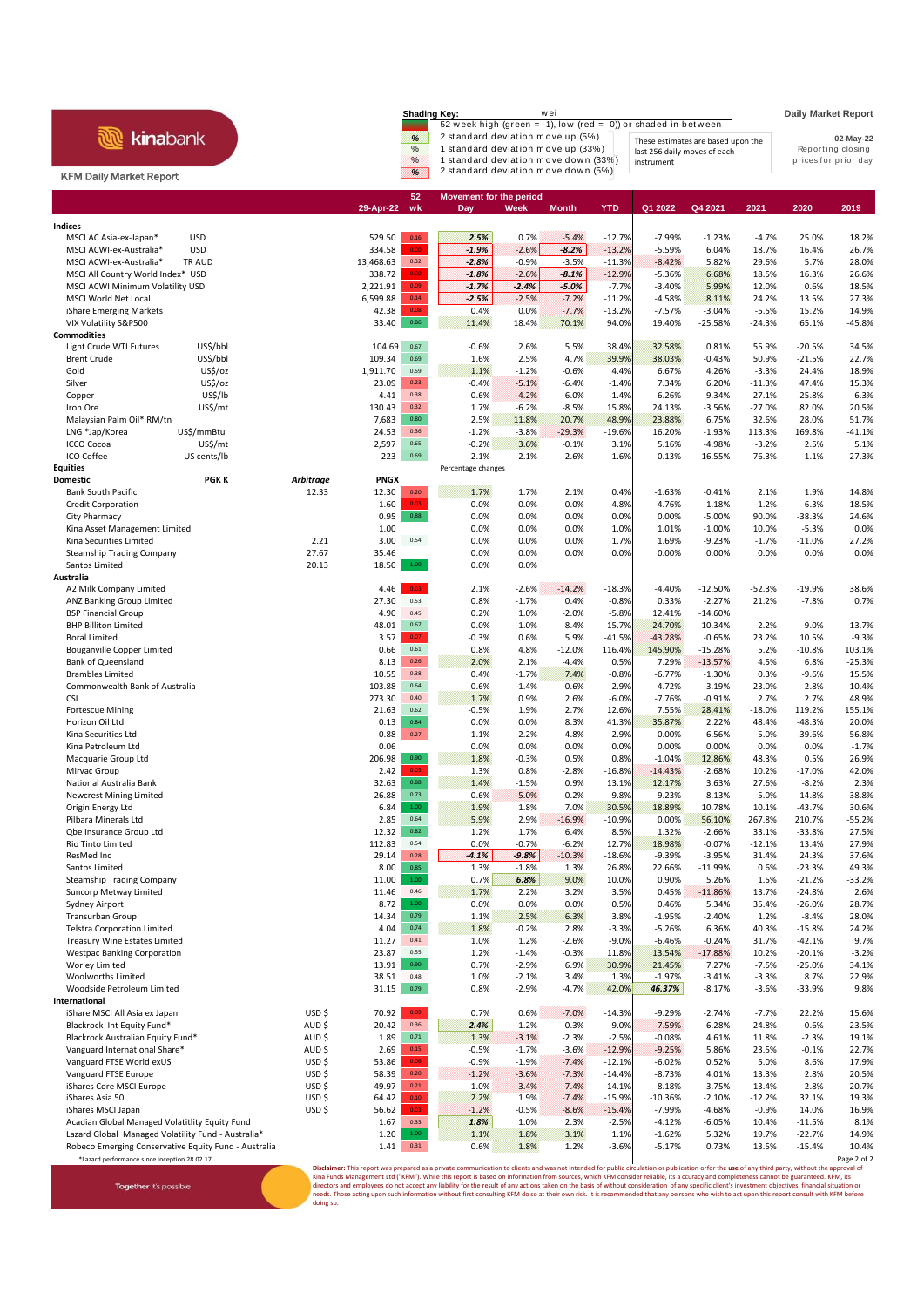**kinabank**

KFM Daily Market Report

**Shading Key:**

52 week high (green = 1), low (red = 0)) or shaded in-between

- % 2 standard deviation move up (5%)
- % 1 standard deviation move up (33%)
- % 1 standard deviation move down (33%)
- % 2 standard deviation move down (5%)

These estimates are based upon the last 256 daily moves of each instrument

**Daily Market Report**

02-May-22

Reporting closing prices for prior day

| | | | 29-Apr-22 | 52 wk | Day | Week | Month | YTD | Q1 2022 | Q4 2021 | 2021 | 2020 | 2019 |
|---|---|---|---|---|---|---|---|---|---|---|---|---|---|
| | | | | | Movement for the period | | | | | | | | |
| **Indices** | | | | | | | | | | | | | |
| MSCI AC Asia-ex-Japan* | USD | | 529.50 | 0.16 | 2.5% | 0.7% | -5.4% | -12.7% | -7.99% | -1.23% | -4.7% | 25.0% | 18.2% |
| MSCI ACWI-ex-Australia* | USD | | 334.58 | 0.00 | -1.9% | -2.6% | -8.2% | -13.2% | -5.59% | 6.04% | 18.7% | 16.4% | 26.7% |
| MSCI ACWI-ex-Australia* | TR AUD | | 13,468.63 | 0.32 | -2.8% | -0.9% | -3.5% | -11.3% | -8.42% | 5.82% | 29.6% | 5.7% | 28.0% |
| MSCI All Country World Index* | USD | | 338.72 | 0.00 | -1.8% | -2.6% | -8.1% | -12.9% | -5.36% | 6.68% | 18.5% | 16.3% | 26.6% |
| MSCI ACWI Minimum Volatility | USD | | 2,221.91 | 0.09 | -1.7% | -2.4% | -5.0% | -7.7% | -3.40% | 5.99% | 12.0% | 0.6% | 18.5% |
| MSCI World Net Local | | | 6,599.88 | 0.14 | -2.5% | -2.5% | -7.2% | -11.2% | -4.58% | 8.11% | 24.2% | 13.5% | 27.3% |
| iShare Emerging Markets | | | 42.38 | 0.08 | 0.4% | 0.0% | -7.7% | -13.2% | -7.57% | -3.04% | -5.5% | 15.2% | 14.9% |
| VIX Volatility S&P500 | | | 33.40 | 0.86 | 11.4% | 18.4% | 70.1% | 94.0% | 19.40% | -25.58% | -24.3% | 65.1% | -45.8% |
| **Commodities** | | | | | | | | | | | | | |
| Light Crude WTI Futures | US$/bbl | | 104.69 | 0.67 | -0.6% | 2.6% | 5.5% | 38.4% | 32.58% | 0.81% | 55.9% | -20.5% | 34.5% |
| Brent Crude | US$/bbl | | 109.34 | 0.69 | 1.6% | 2.5% | 4.7% | 39.9% | 38.03% | -0.43% | 50.9% | -21.5% | 22.7% |
| Gold | US$/oz | | 1,911.70 | 0.59 | 1.1% | -1.2% | -0.6% | 4.4% | 6.67% | 4.26% | -3.3% | 24.4% | 18.9% |
| Silver | US$/oz | | 23.09 | 0.23 | -0.4% | -5.1% | -6.4% | -1.4% | 7.34% | 6.20% | -11.3% | 47.4% | 15.3% |
| Copper | US$/lb | | 4.41 | 0.38 | -0.6% | -4.2% | -6.0% | -1.4% | 6.26% | 9.34% | 27.1% | 25.8% | 6.3% |
| Iron Ore | US$/mt | | 130.43 | 0.32 | 1.7% | -6.2% | -8.5% | 15.8% | 24.13% | -3.56% | -27.0% | 82.0% | 20.5% |
| Malaysian Palm Oil* | RM/tn | | 7,683 | 0.80 | 2.5% | 11.8% | 20.7% | 48.9% | 23.88% | 6.75% | 32.6% | 28.0% | 51.7% |
| LNG *Jap/Korea | US$/mmBtu | | 24.53 | 0.36 | -1.2% | -3.8% | -29.3% | -19.6% | 16.20% | -1.93% | 113.3% | 169.8% | -41.1% |
| ICCO Cocoa | US$/mt | | 2,597 | 0.65 | -0.2% | 3.6% | -0.1% | 3.1% | 5.16% | -4.98% | -3.2% | 2.5% | 5.1% |
| ICO Coffee | US cents/lb | | 223 | 0.69 | 2.1% | -2.1% | -2.6% | -1.6% | 0.13% | 16.55% | 76.3% | -1.1% | 27.3% |
| **Equities** | | | | | Percentage changes | | | | | | | | |
| **Domestic** | **PGK K** | ***Arbitrage*** | **PNGX** | | | | | | | | | | |
| Bank South Pacific | | 12.33 | 12.30 | 0.20 | 1.7% | 1.7% | 2.1% | 0.4% | -1.63% | -0.41% | 2.1% | 1.9% | 14.8% |
| Credit Corporation | | | 1.60 | 0.03 | 0.0% | 0.0% | 0.0% | -4.8% | -4.76% | -1.18% | -1.2% | 6.3% | 18.5% |
| City Pharmacy | | | 0.95 | 0.88 | 0.0% | 0.0% | 0.0% | 0.0% | 0.00% | -5.00% | 90.0% | -38.3% | 24.6% |
| Kina Asset Management Limited | | | 1.00 | | 0.0% | 0.0% | 0.0% | 1.0% | 1.01% | -1.00% | 10.0% | -5.3% | 0.0% |
| Kina Securities Limited | | 2.21 | 3.00 | 0.54 | 0.0% | 0.0% | 0.0% | 1.7% | 1.69% | -9.23% | -1.7% | -11.0% | 27.2% |
| Steamship Trading Company | | 27.67 | 35.46 | | 0.0% | 0.0% | 0.0% | 0.0% | 0.00% | 0.00% | 0.0% | 0.0% | 0.0% |
| Santos Limited | | 20.13 | 18.50 | 1.00 | 0.0% | 0.0% | | | | | | | |
| **Australia** | | | | | | | | | | | | | |
| A2 Milk Company Limited | | | 4.46 | 0.03 | 2.1% | -2.6% | -14.2% | -18.3% | -4.40% | -12.50% | -52.3% | -19.9% | 38.6% |
| ANZ Banking Group Limited | | | 27.30 | 0.53 | 0.8% | -1.7% | 0.4% | -0.8% | 0.33% | -2.27% | 21.2% | -7.8% | 0.7% |
| BSP Financial Group | | | 4.90 | 0.45 | 0.2% | 1.0% | -2.0% | -5.8% | 12.41% | -14.60% | | | |
| BHP Billiton Limited | | | 48.01 | 0.67 | 0.0% | -1.0% | -8.4% | 15.7% | 24.70% | 10.34% | -2.2% | 9.0% | 13.7% |
| Boral Limited | | | 3.57 | 0.07 | -0.3% | 0.6% | 5.9% | -41.5% | -43.28% | -0.65% | 23.2% | 10.5% | -9.3% |
| Bouganville Copper Limited | | | 0.66 | 0.61 | 0.8% | 4.8% | -12.0% | 116.4% | 145.90% | -15.28% | 5.2% | -10.8% | 103.1% |
| Bank of Queensland | | | 8.13 | 0.26 | 2.0% | 2.1% | -4.4% | 0.5% | 7.29% | -13.57% | 4.5% | 6.8% | -25.3% |
| Brambles Limited | | | 10.55 | 0.38 | 0.4% | -1.7% | 7.4% | -0.8% | -6.77% | -1.30% | 0.3% | -9.6% | 15.5% |
| Commonwealth Bank of Australia | | | 103.88 | 0.64 | 0.6% | -1.4% | -0.6% | 2.9% | 4.72% | -3.19% | 23.0% | 2.8% | 10.4% |
| CSL | | | 273.30 | 0.40 | 1.7% | 0.9% | 2.6% | -6.0% | -7.76% | -0.91% | 2.7% | 2.7% | 48.9% |
| Fortescue Mining | | | 21.63 | 0.62 | -0.5% | 1.9% | 2.7% | 12.6% | 7.55% | 28.41% | -18.0% | 119.2% | 155.1% |
| Horizon Oil Ltd | | | 0.13 | 0.84 | 0.0% | 0.0% | 8.3% | 41.3% | 35.87% | 2.22% | 48.4% | -48.3% | 20.0% |
| Kina Securities Ltd | | | 0.88 | 0.27 | 1.1% | -2.2% | 4.8% | 2.9% | 0.00% | -6.56% | -5.0% | -39.6% | 56.8% |
| Kina Petroleum Ltd | | | 0.06 | | 0.0% | 0.0% | 0.0% | 0.0% | 0.00% | 0.00% | 0.0% | 0.0% | -1.7% |
| Macquarie Group Ltd | | | 206.98 | 0.90 | 1.8% | -0.3% | 0.5% | 0.8% | -1.04% | 12.86% | 48.3% | 0.5% | 26.9% |
| Mirvac Group | | | 2.42 | 0.05 | 1.3% | 0.8% | -2.8% | -16.8% | -14.43% | -2.68% | 10.2% | -17.0% | 42.0% |
| National Australia Bank | | | 32.63 | 0.88 | 1.4% | -1.5% | 0.9% | 13.1% | 12.17% | 3.63% | 27.6% | -8.2% | 2.3% |
| Newcrest Mining Limited | | | 26.88 | 0.73 | 0.6% | -5.0% | -0.2% | 9.8% | 9.23% | 8.13% | -5.0% | -14.8% | 38.8% |
| Origin Energy Ltd | | | 6.84 | 1.00 | 1.9% | 1.8% | 7.0% | 30.5% | 18.89% | 10.78% | 10.1% | -43.7% | 30.6% |
| Pilbara Minerals Ltd | | | 2.85 | 0.64 | 5.9% | 2.9% | -16.9% | -10.9% | 0.00% | 56.10% | 267.8% | 210.7% | -55.2% |
| Qbe Insurance Group Ltd | | | 12.32 | 0.82 | 1.2% | 1.7% | 6.4% | 8.5% | 1.32% | -2.66% | 33.1% | -33.8% | 27.5% |
| Rio Tinto Limited | | | 112.83 | 0.54 | 0.0% | -0.7% | -6.2% | 12.7% | 18.98% | -0.07% | -12.1% | 13.4% | 27.9% |
| ResMed Inc | | | 29.14 | 0.28 | -4.1% | -9.8% | -10.3% | -18.6% | -9.39% | -3.95% | 31.4% | 24.3% | 37.6% |
| Santos Limited | | | 8.00 | 0.85 | 1.3% | -1.8% | 1.3% | 26.8% | 22.66% | -11.99% | 0.6% | -23.3% | 49.3% |
| Steamship Trading Company | | | 11.00 | 1.00 | 0.7% | 6.8% | 9.0% | 10.0% | 0.90% | 5.26% | 1.5% | -21.2% | -33.2% |
| Suncorp Metway Limited | | | 11.46 | 0.46 | 1.7% | 2.2% | 3.2% | 3.5% | 0.45% | -11.86% | 13.7% | -24.8% | 2.6% |
| Sydney Airport | | | 8.72 | 1.00 | 0.0% | 0.0% | 0.0% | 0.5% | 0.46% | 5.34% | 35.4% | -26.0% | 28.7% |
| Transurban Group | | | 14.34 | 0.79 | 1.1% | 2.5% | 6.3% | 3.8% | -1.95% | -2.40% | 1.2% | -8.4% | 28.0% |
| Telstra Corporation Limited. | | | 4.04 | 0.74 | 1.8% | -0.2% | 2.8% | -3.3% | -5.26% | 6.36% | 40.3% | -15.8% | 24.2% |
| Treasury Wine Estates Limited | | | 11.27 | 0.41 | 1.0% | 1.2% | -2.6% | -9.0% | -6.46% | -0.24% | 31.7% | -42.1% | 9.7% |
| Westpac Banking Corporation | | | 23.87 | 0.55 | 1.2% | -1.4% | -0.3% | 11.8% | 13.54% | -17.88% | 10.2% | -20.1% | -3.2% |
| Worley Limited | | | 13.91 | 0.90 | 0.7% | -2.9% | 6.9% | 30.9% | 21.45% | 7.27% | -7.5% | -25.0% | 34.1% |
| Woolworths Limited | | | 38.51 | 0.48 | 1.0% | -2.1% | 3.4% | 1.3% | -1.97% | -3.41% | -3.3% | 8.7% | 22.9% |
| Woodside Petroleum Limited | | | 31.15 | 0.79 | 0.8% | -2.9% | -4.7% | 42.0% | 46.37% | -8.17% | -3.6% | -33.9% | 9.8% |
| **International** | | | | | | | | | | | | | |
| iShare MSCI All Asia ex Japan | | USD $ | 70.92 | 0.09 | 0.7% | 0.6% | -7.0% | -14.3% | -9.29% | -2.74% | -7.7% | 22.2% | 15.6% |
| Blackrock Int Equity Fund* | | AUD $ | 20.42 | 0.36 | 2.4% | 1.2% | -0.3% | -9.0% | -7.59% | 6.28% | 24.8% | -0.6% | 23.5% |
| Blackrock Australian Equity Fund* | | AUD $ | 1.89 | 0.71 | 1.3% | -3.1% | -2.3% | -2.5% | -0.08% | 4.61% | 11.8% | -2.3% | 19.1% |
| Vanguard International Share* | | AUD $ | 2.69 | 0.15 | -0.5% | -1.7% | -3.6% | -12.9% | -9.25% | 5.86% | 23.5% | -0.1% | 22.7% |
| Vanguard FTSE World exUS | | USD $ | 53.86 | 0.06 | -0.9% | -1.9% | -7.4% | -12.1% | -6.02% | 0.52% | 5.0% | 8.6% | 17.9% |
| Vanguard FTSE Europe | | USD $ | 58.39 | 0.20 | -1.2% | -3.6% | -7.3% | -14.4% | -8.73% | 4.01% | 13.3% | 2.8% | 20.5% |
| iShares Core MSCI Europe | | USD $ | 49.97 | 0.21 | -1.0% | -3.4% | -7.4% | -14.1% | -8.18% | 3.75% | 13.4% | 2.8% | 20.7% |
| iShares Asia 50 | | USD $ | 64.42 | 0.10 | 2.2% | 1.9% | -7.4% | -15.9% | -10.36% | -2.10% | -12.2% | 32.1% | 19.3% |
| iShares MSCI Japan | | USD $ | 56.62 | 0.03 | -1.2% | -0.5% | -8.6% | -15.4% | -7.99% | -4.68% | -0.9% | 14.0% | 16.9% |
| Acadian Global Managed Volatility Equity Fund | | | 1.67 | 0.33 | 1.8% | 1.0% | 2.3% | -2.5% | -4.12% | -6.05% | 10.4% | -11.5% | 8.1% |
| Lazard Global Managed Volatility Fund - Australia* | | | 1.20 | 1.00 | 1.1% | 1.8% | 3.1% | 1.1% | -1.62% | 5.32% | 19.7% | -22.7% | 14.9% |
| Robeco Emerging Conservative Equity Fund - Australia | | | 1.41 | 0.31 | 0.6% | 1.8% | 1.2% | -3.6% | -5.17% | 0.73% | 13.5% | -15.4% | 10.4% |

*Lazard performance since inception 28.02.17

Together it's possible

**Disclaimer:** This report was prepared as a private communication to clients and was not intended for public circulation or publication orfor the **use** of any third party, without the approval of Kina Funds Management Ltd ("KFM"). While this report is based on information from sources, which KFM consider reliable, its a ccuracy and completeness cannot be guaranteed. KFM, its directors and employees do not accept any liability for the result of any actions taken on the basis of without consideration of any specific client's investment objectives, financial situation or needs. Those acting upon such information without first consulting KFM do so at their own risk. It is recommended that any pe rsons who wish to act upon this report consult with KFM before doing so.